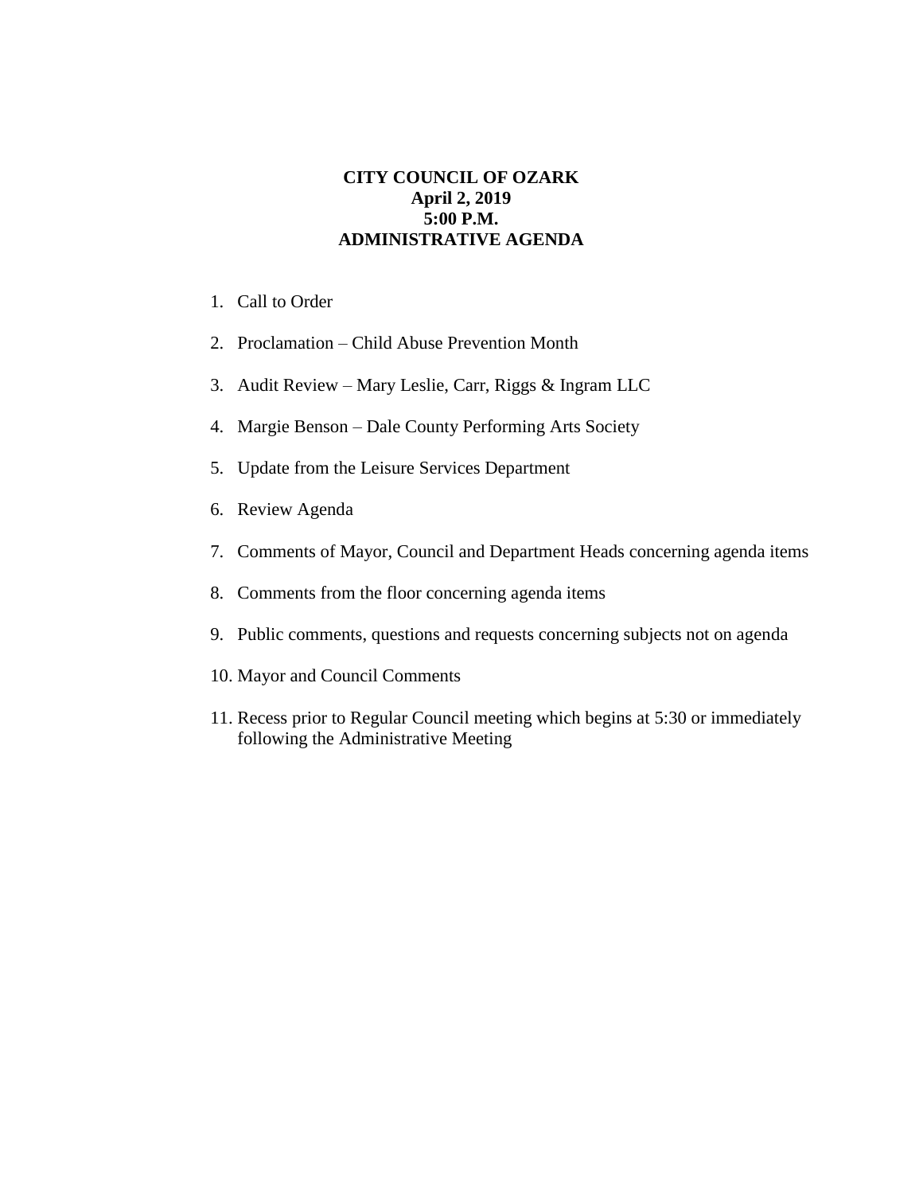# CITY COUNCIL OF OZARK
## April 2, 2019
## 5:00 P.M.
## ADMINISTRATIVE AGENDA

1. Call to Order
2. Proclamation – Child Abuse Prevention Month
3. Audit Review – Mary Leslie, Carr, Riggs & Ingram LLC
4. Margie Benson – Dale County Performing Arts Society
5. Update from the Leisure Services Department
6. Review Agenda
7. Comments of Mayor, Council and Department Heads concerning agenda items
8. Comments from the floor concerning agenda items
9. Public comments, questions and requests concerning subjects not on agenda
10. Mayor and Council Comments
11. Recess prior to Regular Council meeting which begins at 5:30 or immediately following the Administrative Meeting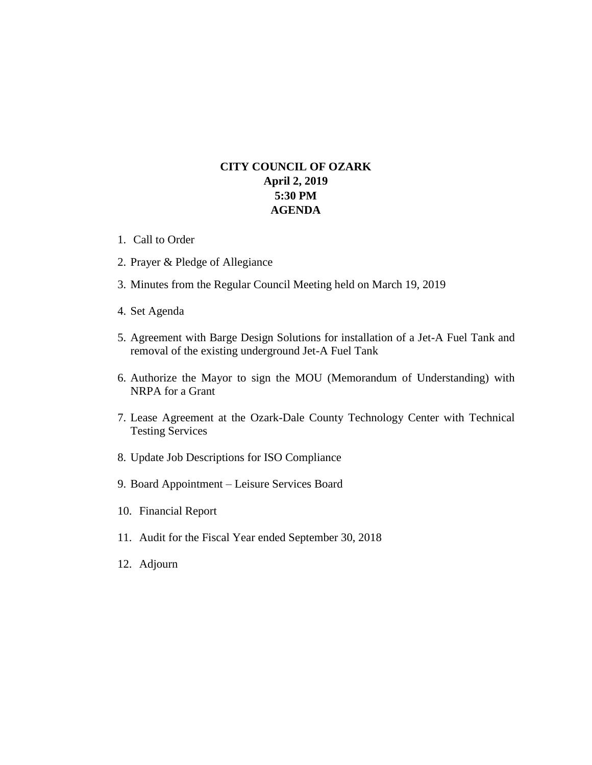**CITY COUNCIL OF OZARK**
**April 2, 2019**
**5:30 PM**
**AGENDA**

1. Call to Order
2. Prayer & Pledge of Allegiance
3. Minutes from the Regular Council Meeting held on March 19, 2019
4. Set Agenda
5. Agreement with Barge Design Solutions for installation of a Jet-A Fuel Tank and removal of the existing underground Jet-A Fuel Tank
6. Authorize the Mayor to sign the MOU (Memorandum of Understanding) with NRPA for a Grant
7. Lease Agreement at the Ozark-Dale County Technology Center with Technical Testing Services
8. Update Job Descriptions for ISO Compliance
9. Board Appointment – Leisure Services Board
10. Financial Report
11. Audit for the Fiscal Year ended September 30, 2018
12. Adjourn